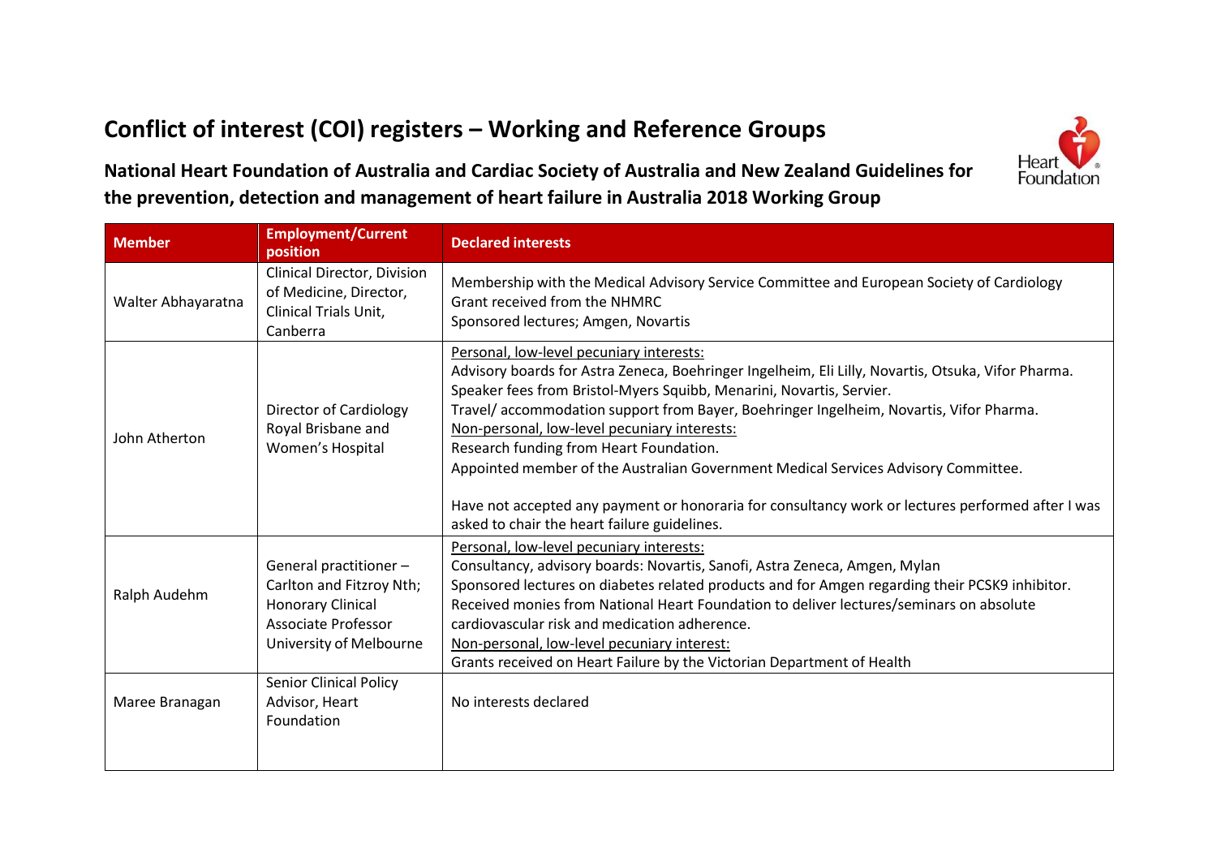# Conflict of interest (COI) registers – Working and Reference Groups

## National Heart Foundation of Australia and Cardiac Society of Australia and New Zealand Guidelines for the prevention, detection and management of heart failure in Australia 2018 Working Group

| Member | Employment/Current position | Declared interests |
|---|---|---|
| Walter Abhayaratna | Clinical Director, Division of Medicine, Director, Clinical Trials Unit, Canberra | Membership with the Medical Advisory Service Committee and European Society of Cardiology<br>Grant received from the NHMRC<br>Sponsored lectures; Amgen, Novartis |
| John Atherton | Director of Cardiology Royal Brisbane and Women's Hospital | Personal, low-level pecuniary interests:<br>Advisory boards for Astra Zeneca, Boehringer Ingelheim, Eli Lilly, Novartis, Otsuka, Vifor Pharma.<br>Speaker fees from Bristol-Myers Squibb, Menarini, Novartis, Servier.<br>Travel/ accommodation support from Bayer, Boehringer Ingelheim, Novartis, Vifor Pharma.<br>Non-personal, low-level pecuniary interests:<br>Research funding from Heart Foundation.<br>Appointed member of the Australian Government Medical Services Advisory Committee.<br><br>Have not accepted any payment or honoraria for consultancy work or lectures performed after I was asked to chair the heart failure guidelines. |
| Ralph Audehm | General practitioner – Carlton and Fitzroy Nth; Honorary Clinical Associate Professor University of Melbourne | Personal, low-level pecuniary interests:<br>Consultancy, advisory boards: Novartis, Sanofi, Astra Zeneca, Amgen, Mylan<br>Sponsored lectures on diabetes related products and for Amgen regarding their PCSK9 inhibitor.<br>Received monies from National Heart Foundation to deliver lectures/seminars on absolute cardiovascular risk and medication adherence.<br>Non-personal, low-level pecuniary interest:<br>Grants received on Heart Failure by the Victorian Department of Health |
| Maree Branagan | Senior Clinical Policy Advisor, Heart Foundation | No interests declared |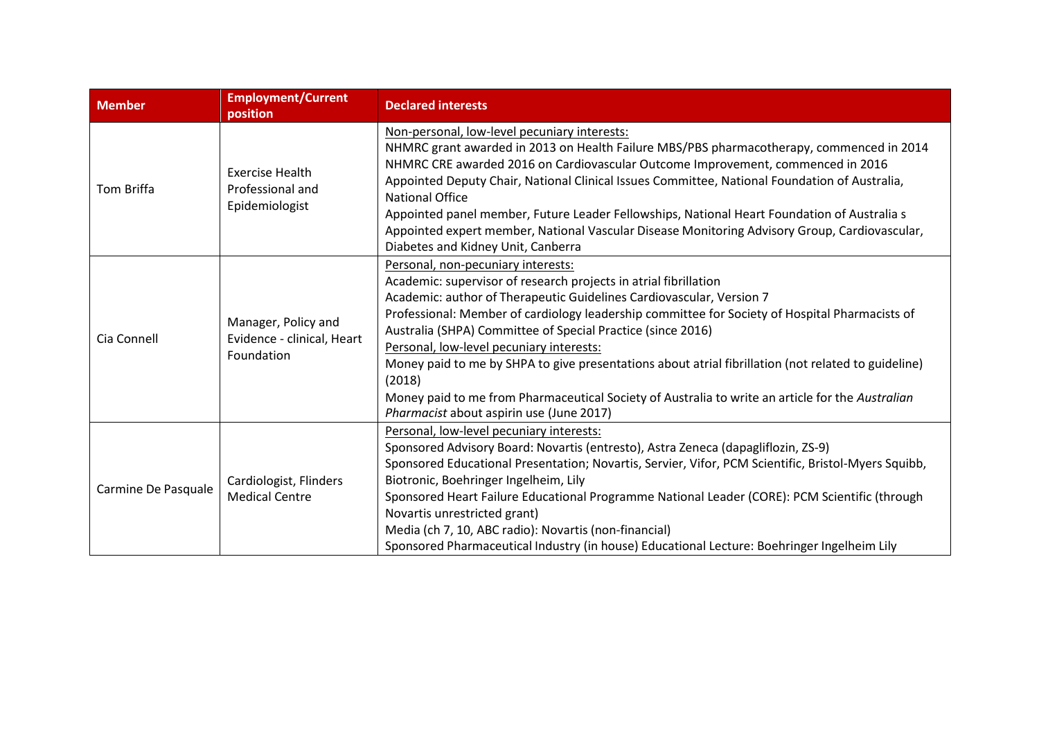| Member | Employment/Current position | Declared interests |
| --- | --- | --- |
| Tom Briffa | Exercise Health Professional and Epidemiologist | Non-personal, low-level pecuniary interests:<br>NHMRC grant awarded in 2013 on Health Failure MBS/PBS pharmacotherapy, commenced in 2014<br>NHMRC CRE awarded 2016 on Cardiovascular Outcome Improvement, commenced in 2016<br>Appointed Deputy Chair, National Clinical Issues Committee, National Foundation of Australia, National Office<br>Appointed panel member, Future Leader Fellowships, National Heart Foundation of Australia s<br>Appointed expert member, National Vascular Disease Monitoring Advisory Group, Cardiovascular, Diabetes and Kidney Unit, Canberra |
| Cia Connell | Manager, Policy and Evidence - clinical, Heart Foundation | Personal, non-pecuniary interests:<br>Academic: supervisor of research projects in atrial fibrillation<br>Academic: author of Therapeutic Guidelines Cardiovascular, Version 7<br>Professional: Member of cardiology leadership committee for Society of Hospital Pharmacists of Australia (SHPA) Committee of Special Practice (since 2016)<br>Personal, low-level pecuniary interests:<br>Money paid to me by SHPA to give presentations about atrial fibrillation (not related to guideline) (2018)<br>Money paid to me from Pharmaceutical Society of Australia to write an article for the *Australian Pharmacist* about aspirin use (June 2017) |
| Carmine De Pasquale | Cardiologist, Flinders Medical Centre | Personal, low-level pecuniary interests:<br>Sponsored Advisory Board: Novartis (entresto), Astra Zeneca (dapagliflozin, ZS-9)<br>Sponsored Educational Presentation; Novartis, Servier, Vifor, PCM Scientific, Bristol-Myers Squibb, Biotronic, Boehringer Ingelheim, Lily<br>Sponsored Heart Failure Educational Programme National Leader (CORE): PCM Scientific (through Novartis unrestricted grant)<br>Media (ch 7, 10, ABC radio): Novartis (non-financial)<br>Sponsored Pharmaceutical Industry (in house) Educational Lecture: Boehringer Ingelheim Lily |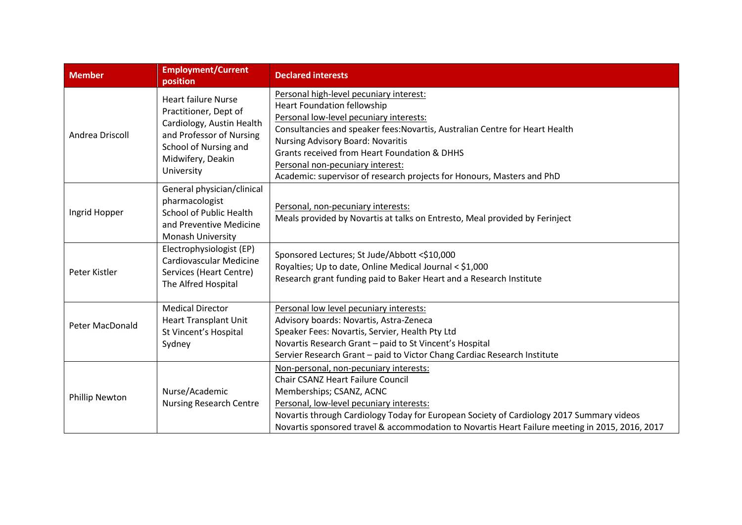| Member | Employment/Current position | Declared interests |
| --- | --- | --- |
| Andrea Driscoll | Heart failure Nurse Practitioner, Dept of Cardiology, Austin Health and Professor of Nursing School of Nursing and Midwifery, Deakin University | Personal high-level pecuniary interest:<br>Heart Foundation fellowship<br>Personal low-level pecuniary interests:<br>Consultancies and speaker fees:Novartis, Australian Centre for Heart Health<br>Nursing Advisory Board: Novaritis<br>Grants received from Heart Foundation & DHHS<br>Personal non-pecuniary interest:<br>Academic: supervisor of research projects for Honours, Masters and PhD |
| Ingrid Hopper | General physician/clinical pharmacologist<br>School of Public Health and Preventive Medicine<br>Monash University | Personal, non-pecuniary interests:<br>Meals provided by Novartis at talks on Entresto, Meal provided by Ferinject |
| Peter Kistler | Electrophysiologist (EP)<br>Cardiovascular Medicine Services (Heart Centre)<br>The Alfred Hospital | Sponsored Lectures; St Jude/Abbott <$10,000<br>Royalties; Up to date, Online Medical Journal < $1,000<br>Research grant funding paid to Baker Heart and a Research Institute |
| Peter MacDonald | Medical Director<br>Heart Transplant Unit<br>St Vincent's Hospital<br>Sydney | Personal low level pecuniary interests:<br>Advisory boards: Novartis, Astra-Zeneca<br>Speaker Fees: Novartis, Servier, Health Pty Ltd<br>Novartis Research Grant – paid to St Vincent's Hospital<br>Servier Research Grant – paid to Victor Chang Cardiac Research Institute |
| Phillip Newton | Nurse/Academic<br>Nursing Research Centre | Non-personal, non-pecuniary interests:<br>Chair CSANZ Heart Failure Council<br>Memberships; CSANZ, ACNC<br>Personal, low-level pecuniary interests:<br>Novartis through Cardiology Today for European Society of Cardiology 2017 Summary videos<br>Novartis sponsored travel & accommodation to Novartis Heart Failure meeting in 2015, 2016, 2017 |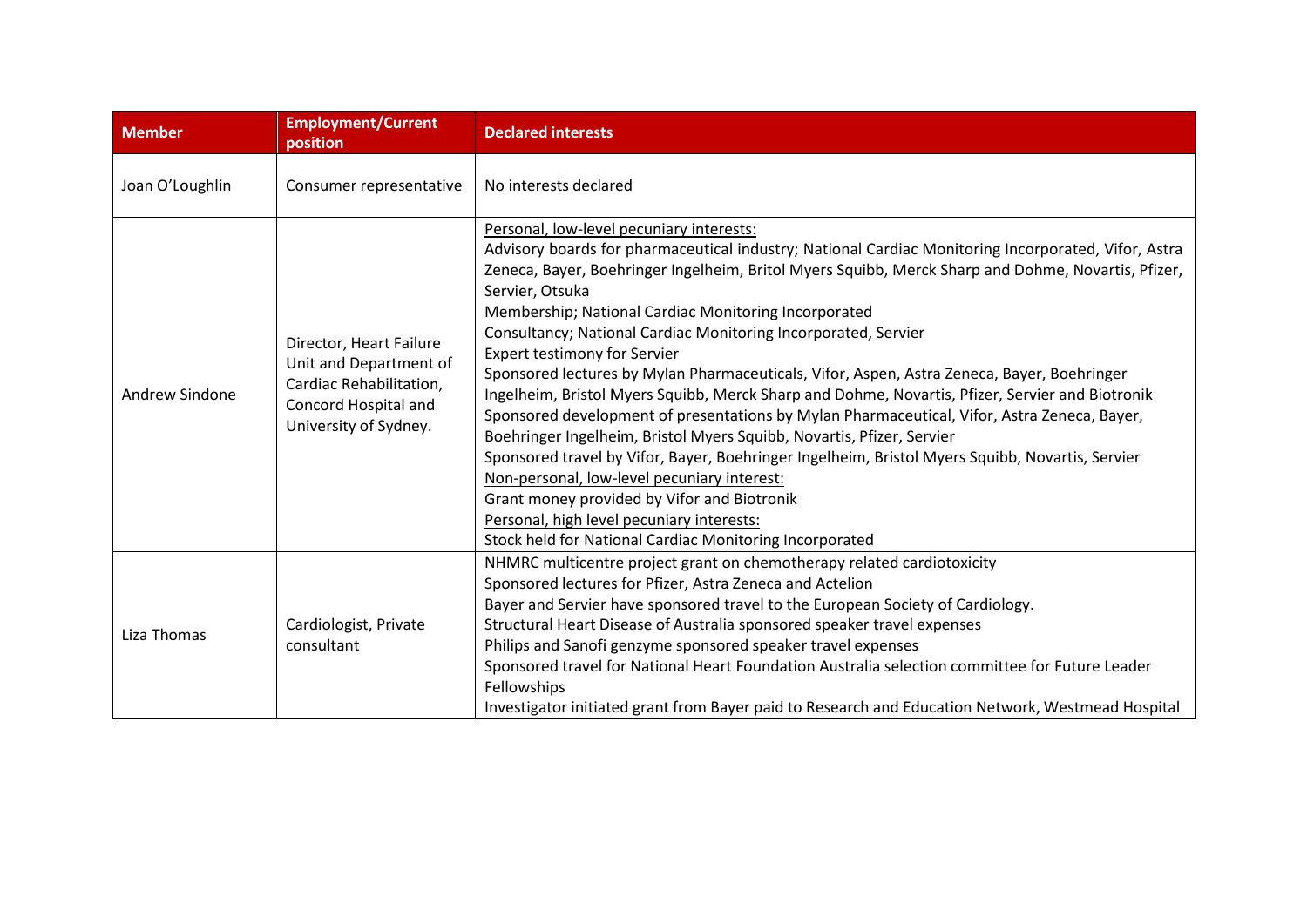| Member | Employment/Current position | Declared interests |
| --- | --- | --- |
| Joan O'Loughlin | Consumer representative | No interests declared |
| Andrew Sindone | Director, Heart Failure Unit and Department of Cardiac Rehabilitation, Concord Hospital and University of Sydney. | Personal, low-level pecuniary interests:<br>Advisory boards for pharmaceutical industry; National Cardiac Monitoring Incorporated, Vifor, Astra Zeneca, Bayer, Boehringer Ingelheim, Britol Myers Squibb, Merck Sharp and Dohme, Novartis, Pfizer, Servier, Otsuka<br>Membership; National Cardiac Monitoring Incorporated<br>Consultancy; National Cardiac Monitoring Incorporated, Servier<br>Expert testimony for Servier<br>Sponsored lectures by Mylan Pharmaceuticals, Vifor, Aspen, Astra Zeneca, Bayer, Boehringer Ingelheim, Bristol Myers Squibb, Merck Sharp and Dohme, Novartis, Pfizer, Servier and Biotronik<br>Sponsored development of presentations by Mylan Pharmaceutical, Vifor, Astra Zeneca, Bayer, Boehringer Ingelheim, Bristol Myers Squibb, Novartis, Pfizer, Servier<br>Sponsored travel by Vifor, Bayer, Boehringer Ingelheim, Bristol Myers Squibb, Novartis, Servier<br>Non-personal, low-level pecuniary interest:<br>Grant money provided by Vifor and Biotronik<br>Personal, high level pecuniary interests:<br>Stock held for National Cardiac Monitoring Incorporated |
| Liza Thomas | Cardiologist, Private consultant | NHMRC multicentre project grant on chemotherapy related cardiotoxicity<br>Sponsored lectures for Pfizer, Astra Zeneca and Actelion<br>Bayer and Servier have sponsored travel to the European Society of Cardiology.<br>Structural Heart Disease of Australia sponsored speaker travel expenses<br>Philips and Sanofi genzyme sponsored speaker travel expenses<br>Sponsored travel for National Heart Foundation Australia selection committee for Future Leader Fellowships<br>Investigator initiated grant from Bayer paid to Research and Education Network, Westmead Hospital |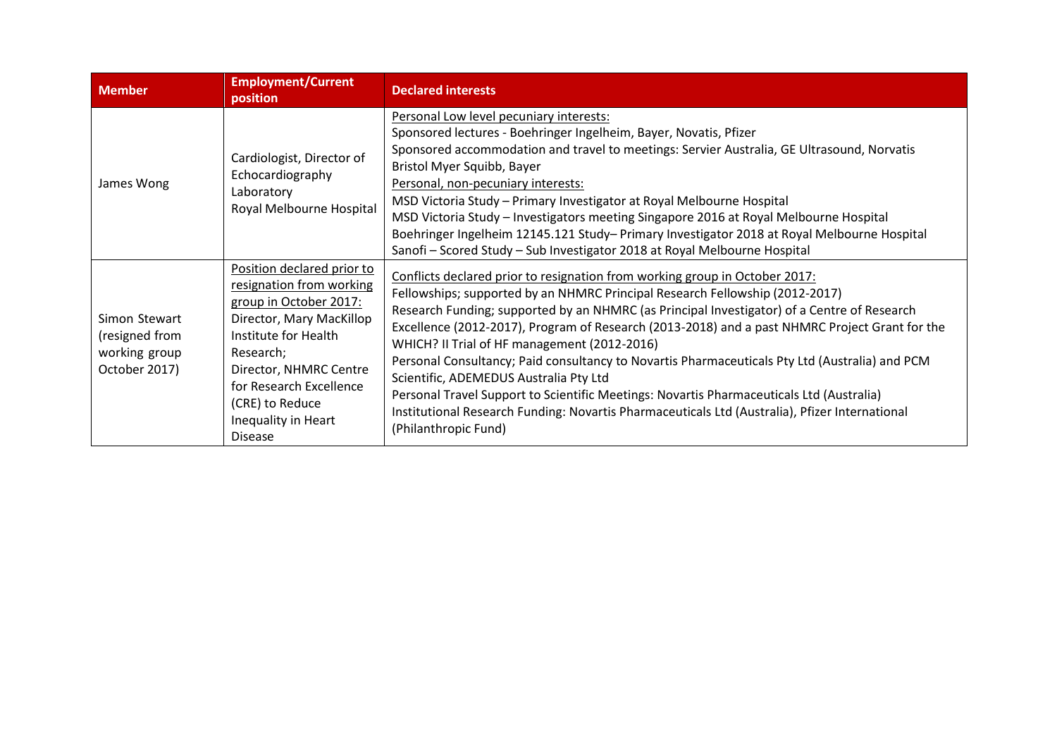| Member | Employment/Current position | Declared interests |
|---|---|---|
| James Wong | Cardiologist, Director of Echocardiography Laboratory<br>Royal Melbourne Hospital | Personal Low level pecuniary interests:<br>Sponsored lectures - Boehringer Ingelheim, Bayer, Novatis, Pfizer<br>Sponsored accommodation and travel to meetings: Servier Australia, GE Ultrasound, Norvatis Bristol Myer Squibb, Bayer<br>Personal, non-pecuniary interests:<br>MSD Victoria Study – Primary Investigator at Royal Melbourne Hospital<br>MSD Victoria Study – Investigators meeting Singapore 2016 at Royal Melbourne Hospital<br>Boehringer Ingelheim 12145.121 Study– Primary Investigator 2018 at Royal Melbourne Hospital<br>Sanofi – Scored Study – Sub Investigator 2018 at Royal Melbourne Hospital |
| Simon Stewart (resigned from working group October 2017) | Position declared prior to resignation from working group in October 2017:<br>Director, Mary MacKillop Institute for Health Research;<br>Director, NHMRC Centre for Research Excellence (CRE) to Reduce Inequality in Heart Disease | Conflicts declared prior to resignation from working group in October 2017:<br>Fellowships; supported by an NHMRC Principal Research Fellowship (2012-2017)<br>Research Funding; supported by an NHMRC (as Principal Investigator) of a Centre of Research Excellence (2012-2017), Program of Research (2013-2018) and a past NHMRC Project Grant for the WHICH? II Trial of HF management (2012-2016)<br>Personal Consultancy; Paid consultancy to Novartis Pharmaceuticals Pty Ltd (Australia) and PCM Scientific, ADEMEDUS Australia Pty Ltd<br>Personal Travel Support to Scientific Meetings: Novartis Pharmaceuticals Ltd (Australia)<br>Institutional Research Funding: Novartis Pharmaceuticals Ltd (Australia), Pfizer International (Philanthropic Fund) |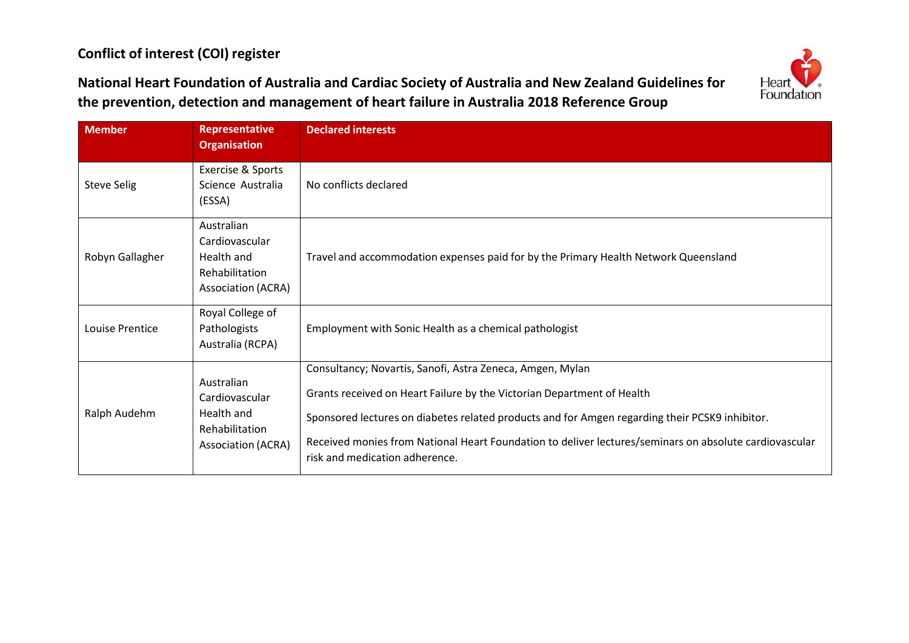**Conflict of interest (COI) register**

**National Heart Foundation of Australia and Cardiac Society of Australia and New Zealand Guidelines for the prevention, detection and management of heart failure in Australia 2018 Reference Group**

| Member | Representative Organisation | Declared interests |
|---|---|---|
| Steve Selig | Exercise & Sports Science Australia (ESSA) | No conflicts declared |
| Robyn Gallagher | Australian Cardiovascular Health and Rehabilitation Association (ACRA) | Travel and accommodation expenses paid for by the Primary Health Network Queensland |
| Louise Prentice | Royal College of Pathologists Australia (RCPA) | Employment with Sonic Health as a chemical pathologist |
| Ralph Audehm | Australian Cardiovascular Health and Rehabilitation Association (ACRA) | Consultancy; Novartis, Sanofi, Astra Zeneca, Amgen, Mylan<br><br>Grants received on Heart Failure by the Victorian Department of Health<br><br>Sponsored lectures on diabetes related products and for Amgen regarding their PCSK9 inhibitor.<br><br>Received monies from National Heart Foundation to deliver lectures/seminars on absolute cardiovascular risk and medication adherence. |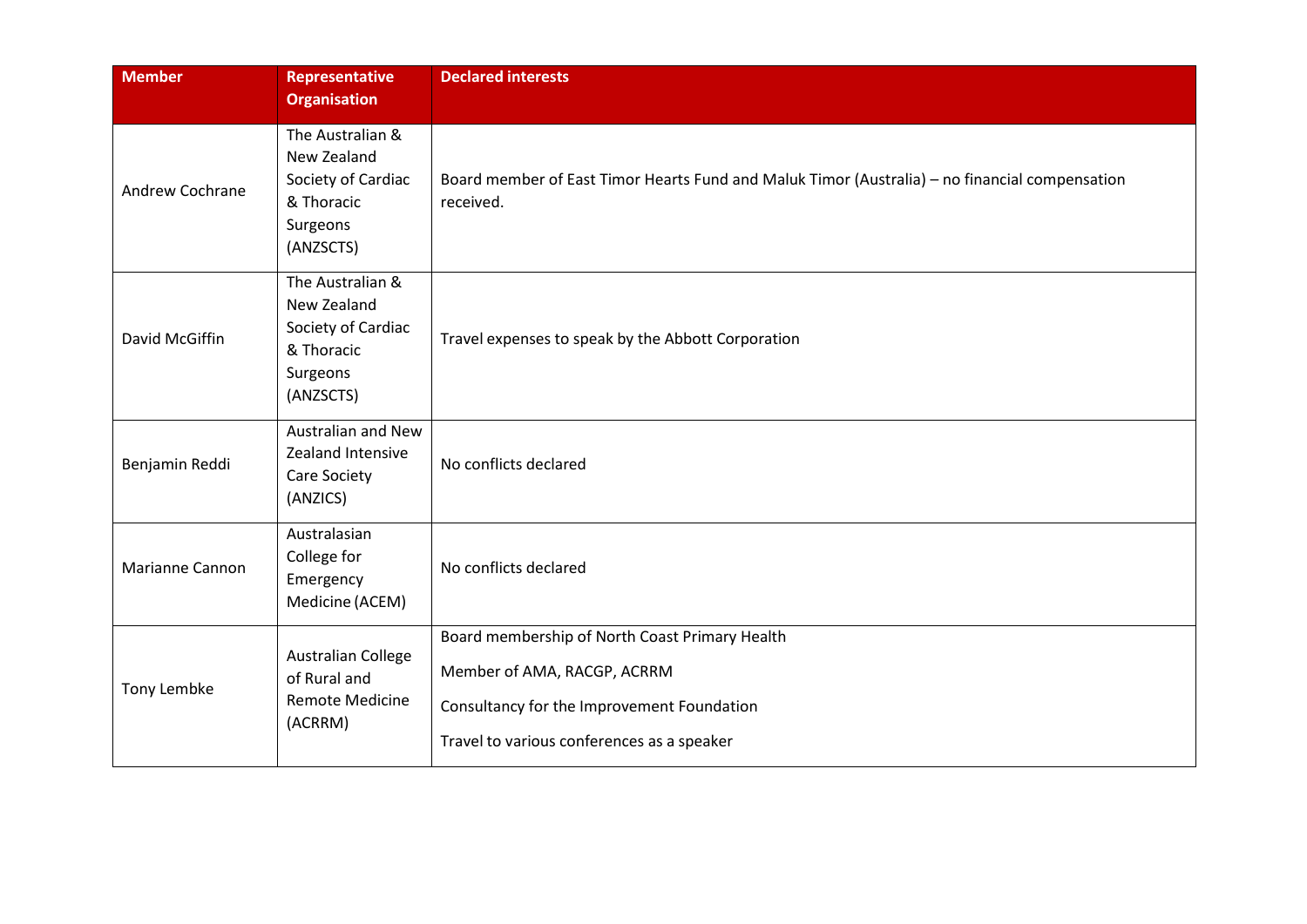| Member | Representative Organisation | Declared interests |
| --- | --- | --- |
| Andrew Cochrane | The Australian & New Zealand Society of Cardiac & Thoracic Surgeons (ANZSCTS) | Board member of East Timor Hearts Fund and Maluk Timor (Australia) – no financial compensation received. |
| David McGiffin | The Australian & New Zealand Society of Cardiac & Thoracic Surgeons (ANZSCTS) | Travel expenses to speak by the Abbott Corporation |
| Benjamin Reddi | Australian and New Zealand Intensive Care Society (ANZICS) | No conflicts declared |
| Marianne Cannon | Australasian College for Emergency Medicine (ACEM) | No conflicts declared |
| Tony Lembke | Australian College of Rural and Remote Medicine (ACRRM) | Board membership of North Coast Primary Health<br>Member of AMA, RACGP, ACRRM<br>Consultancy for the Improvement Foundation<br>Travel to various conferences as a speaker |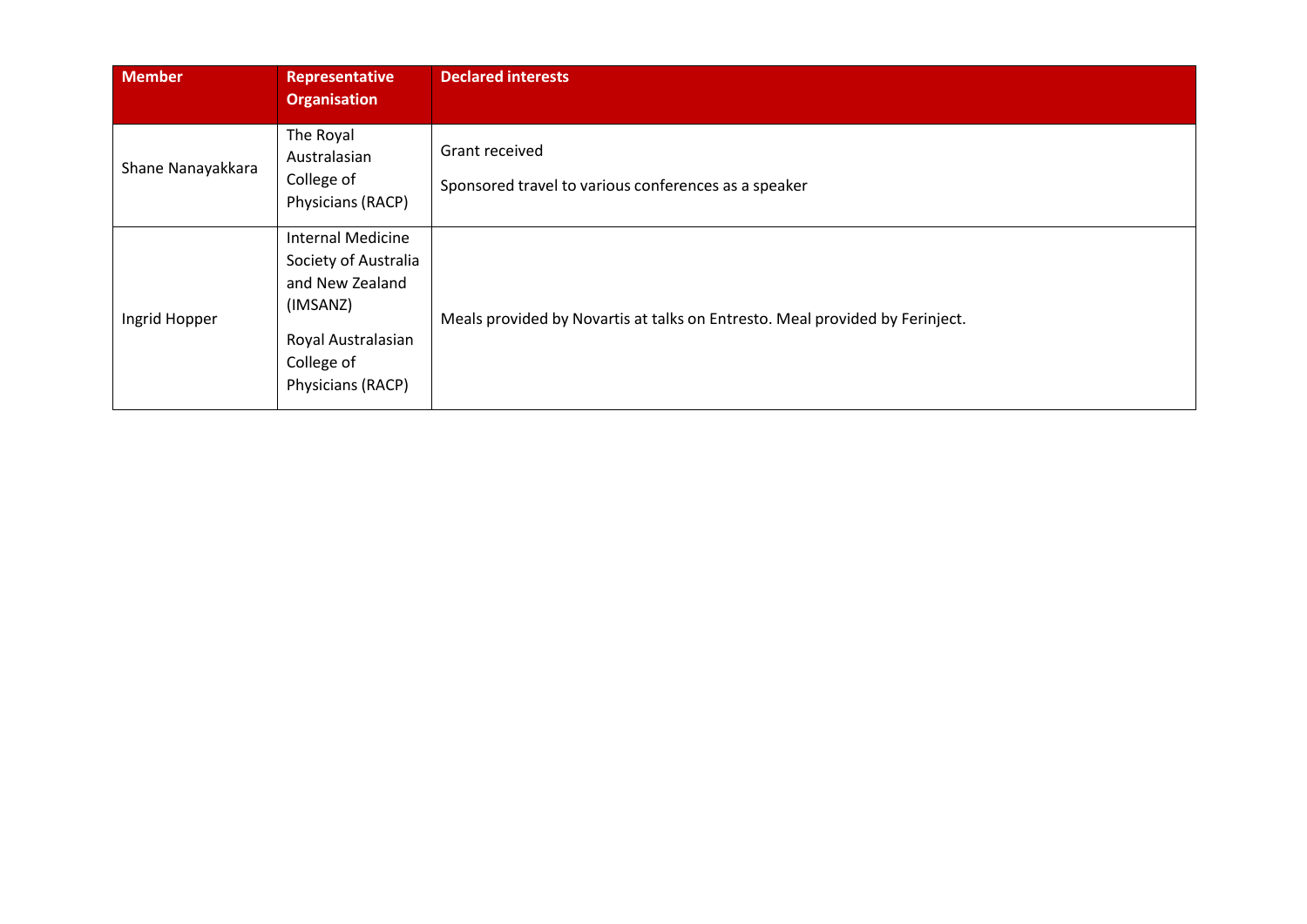| Member | Representative Organisation | Declared interests |
| --- | --- | --- |
| Shane Nanayakkara | The Royal Australasian College of Physicians (RACP) | Grant received<br><br>Sponsored travel to various conferences as a speaker |
| Ingrid Hopper | Internal Medicine Society of Australia and New Zealand (IMSANZ)<br><br>Royal Australasian College of Physicians (RACP) | Meals provided by Novartis at talks on Entresto. Meal provided by Ferinject. |